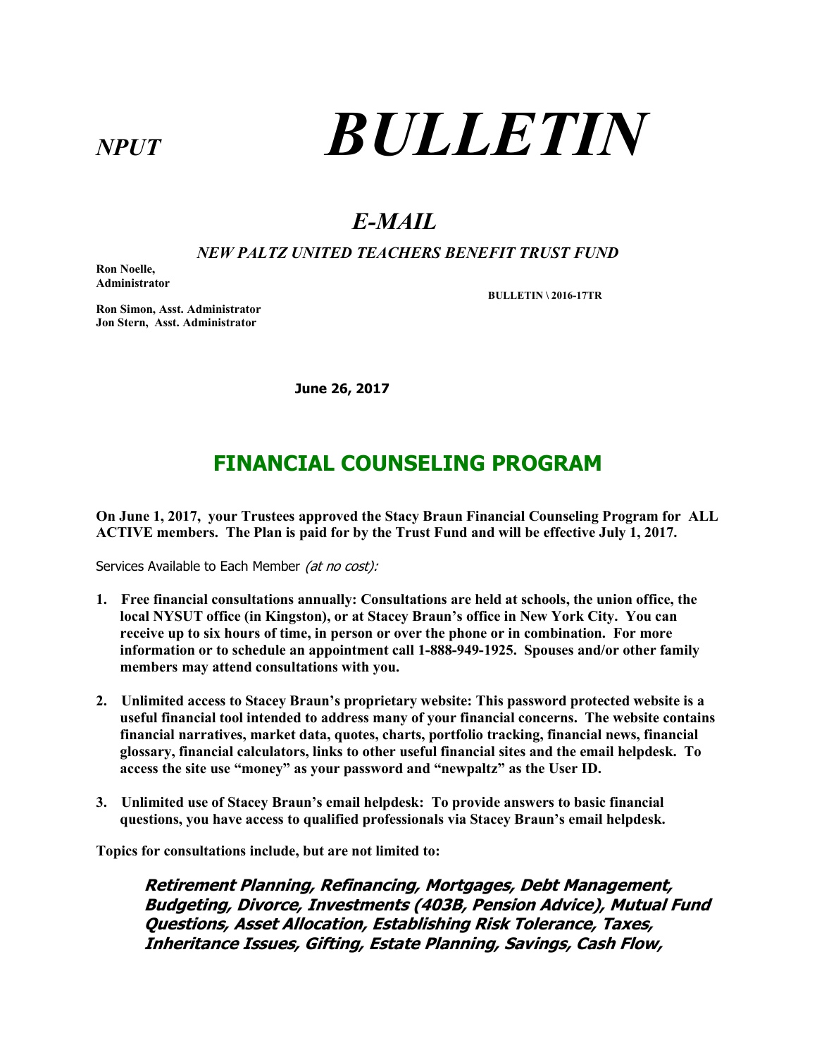# *NPUT* ***BULLETIN***

## *E-MAIL*

***NEW PALTZ UNITED TEACHERS BENEFIT TRUST FUND***

**Ron Noelle,**
**Administrator**

**BULLETIN \ 2016-17TR**

**Ron Simon, Asst. Administrator**
**Jon Stern, Asst. Administrator**

**June 26, 2017**

## FINANCIAL COUNSELING PROGRAM

**On June 1, 2017, your Trustees approved the Stacy Braun Financial Counseling Program for ALL ACTIVE members. The Plan is paid for by the Trust Fund and will be effective July 1, 2017.**

Services Available to Each Member *(at no cost):*

1. **Free financial consultations annually: Consultations are held at schools, the union office, the local NYSUT office (in Kingston), or at Stacey Braun's office in New York City. You can receive up to six hours of time, in person or over the phone or in combination. For more information or to schedule an appointment call 1-888-949-1925. Spouses and/or other family members may attend consultations with you.**

2. **Unlimited access to Stacey Braun's proprietary website: This password protected website is a useful financial tool intended to address many of your financial concerns. The website contains financial narratives, market data, quotes, charts, portfolio tracking, financial news, financial glossary, financial calculators, links to other useful financial sites and the email helpdesk. To access the site use "money" as your password and "newpaltz" as the User ID.**

3. **Unlimited use of Stacey Braun's email helpdesk: To provide answers to basic financial questions, you have access to qualified professionals via Stacey Braun's email helpdesk.**

**Topics for consultations include, but are not limited to:**

> ***Retirement Planning, Refinancing, Mortgages, Debt Management, Budgeting, Divorce, Investments (403B, Pension Advice), Mutual Fund Questions, Asset Allocation, Establishing Risk Tolerance, Taxes, Inheritance Issues, Gifting, Estate Planning, Savings, Cash Flow,***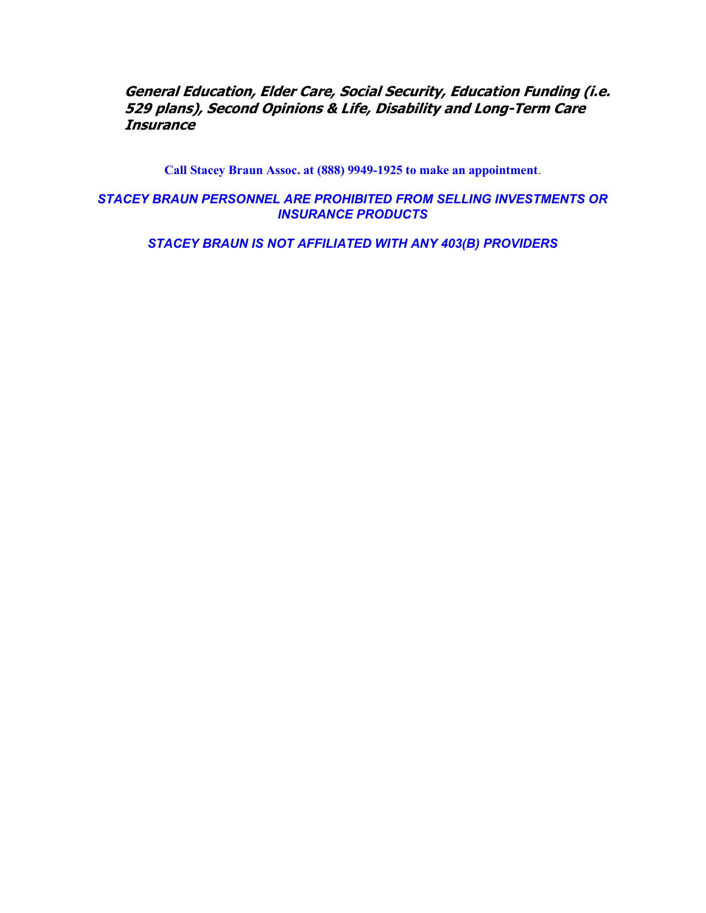***General Education, Elder Care, Social Security, Education Funding (i.e. 529 plans), Second Opinions & Life, Disability and Long-Term Care Insurance***

**Call Stacey Braun Assoc. at (888) 9949-1925 to make an appointment**.

***STACEY BRAUN PERSONNEL ARE PROHIBITED FROM SELLING INVESTMENTS OR INSURANCE PRODUCTS***

***STACEY BRAUN IS NOT AFFILIATED WITH ANY 403(B) PROVIDERS***